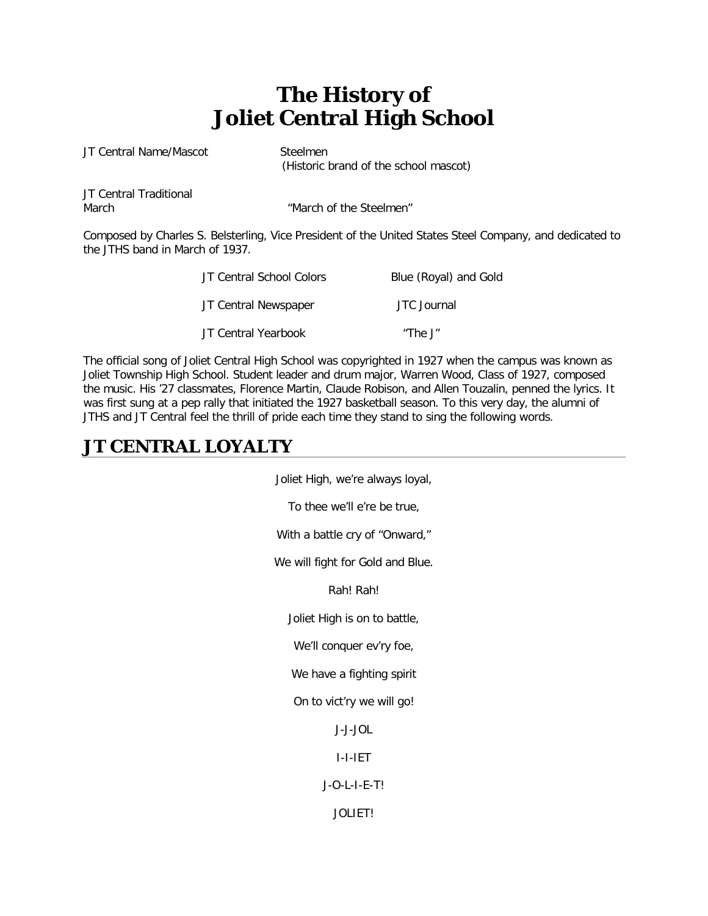# The History of Joliet Central High School

| | |
|---|---|
| JT Central Name/Mascot | Steelmen (Historic brand of the school mascot) |
| JT Central Traditional March | "March of the Steelmen" |

Composed by Charles S. Belsterling, Vice President of the United States Steel Company, and dedicated to the JTHS band in March of 1937.

| | |
|---|---|
| JT Central School Colors | Blue (Royal) and Gold |
| JT Central Newspaper | JTC Journal |
| JT Central Yearbook | "The J" |

The official song of Joliet Central High School was copyrighted in 1927 when the campus was known as Joliet Township High School. Student leader and drum major, Warren Wood, Class of 1927, composed the music. His '27 classmates, Florence Martin, Claude Robison, and Allen Touzalin, penned the lyrics. It was first sung at a pep rally that initiated the 1927 basketball season. To this very day, the alumni of JTHS and JT Central feel the thrill of pride each time they stand to sing the following words.

## JT CENTRAL LOYALTY

Joliet High, we're always loyal,

To thee we'll e're be true,

With a battle cry of "Onward,"

We will fight for Gold and Blue.

Rah! Rah!

Joliet High is on to battle,

We'll conquer ev'ry foe,

We have a fighting spirit

On to vict'ry we will go!

J-J-JOL

I-I-IET

J-O-L-I-E-T!

JOLIET!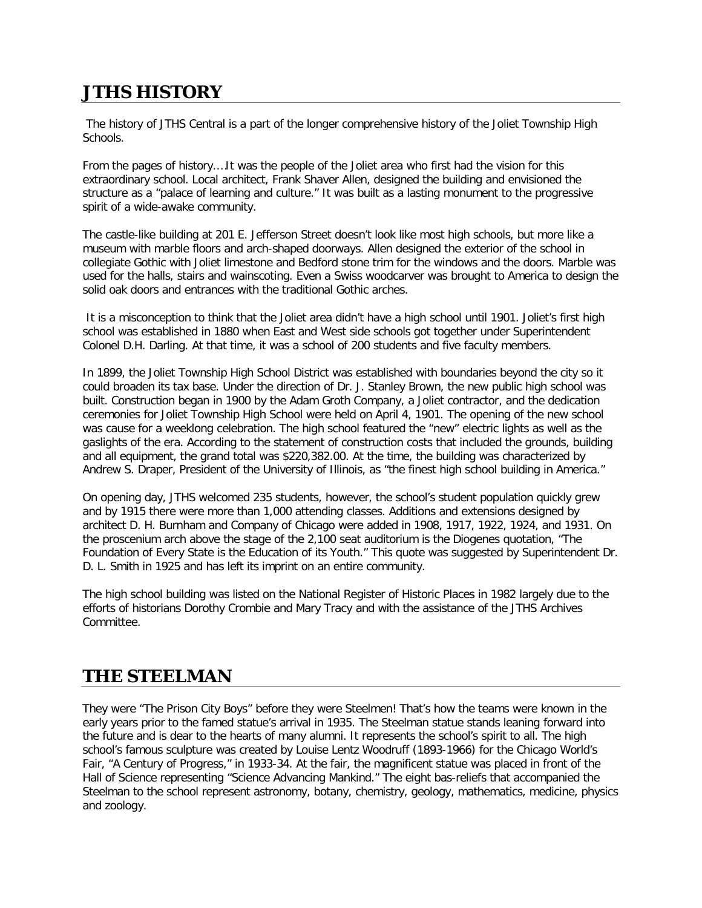## JTHS HISTORY

The history of JTHS Central is a part of the longer comprehensive history of the Joliet Township High Schools.

From the pages of history…It was the people of the Joliet area who first had the vision for this extraordinary school. Local architect, Frank Shaver Allen, designed the building and envisioned the structure as a "palace of learning and culture." It was built as a lasting monument to the progressive spirit of a wide-awake community.

The castle-like building at 201 E. Jefferson Street doesn't look like most high schools, but more like a museum with marble floors and arch-shaped doorways. Allen designed the exterior of the school in collegiate Gothic with Joliet limestone and Bedford stone trim for the windows and the doors. Marble was used for the halls, stairs and wainscoting. Even a Swiss woodcarver was brought to America to design the solid oak doors and entrances with the traditional Gothic arches.

It is a misconception to think that the Joliet area didn't have a high school until 1901. Joliet's first high school was established in 1880 when East and West side schools got together under Superintendent Colonel D.H. Darling. At that time, it was a school of 200 students and five faculty members.

In 1899, the Joliet Township High School District was established with boundaries beyond the city so it could broaden its tax base. Under the direction of Dr. J. Stanley Brown, the new public high school was built. Construction began in 1900 by the Adam Groth Company, a Joliet contractor, and the dedication ceremonies for Joliet Township High School were held on April 4, 1901. The opening of the new school was cause for a weeklong celebration. The high school featured the "new" electric lights as well as the gaslights of the era. According to the statement of construction costs that included the grounds, building and all equipment, the grand total was $220,382.00. At the time, the building was characterized by Andrew S. Draper, President of the University of Illinois, as "the finest high school building in America."

On opening day, JTHS welcomed 235 students, however, the school's student population quickly grew and by 1915 there were more than 1,000 attending classes. Additions and extensions designed by architect D. H. Burnham and Company of Chicago were added in 1908, 1917, 1922, 1924, and 1931. On the proscenium arch above the stage of the 2,100 seat auditorium is the Diogenes quotation, "The Foundation of Every State is the Education of its Youth." This quote was suggested by Superintendent Dr. D. L. Smith in 1925 and has left its imprint on an entire community.

The high school building was listed on the National Register of Historic Places in 1982 largely due to the efforts of historians Dorothy Crombie and Mary Tracy and with the assistance of the JTHS Archives Committee.

## THE STEELMAN

They were "The Prison City Boys" before they were Steelmen! That's how the teams were known in the early years prior to the famed statue's arrival in 1935. The Steelman statue stands leaning forward into the future and is dear to the hearts of many alumni. It represents the school's spirit to all. The high school's famous sculpture was created by Louise Lentz Woodruff (1893-1966) for the Chicago World's Fair, "A Century of Progress," in 1933-34. At the fair, the magnificent statue was placed in front of the Hall of Science representing "Science Advancing Mankind." The eight bas-reliefs that accompanied the Steelman to the school represent astronomy, botany, chemistry, geology, mathematics, medicine, physics and zoology.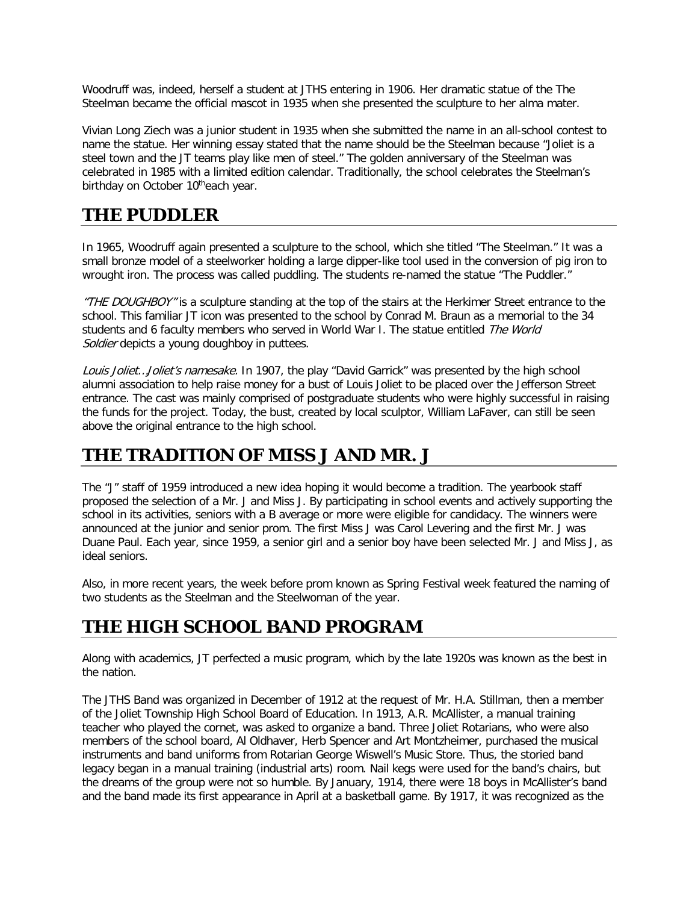Woodruff was, indeed, herself a student at JTHS entering in 1906. Her dramatic statue of the The Steelman became the official mascot in 1935 when she presented the sculpture to her alma mater.

Vivian Long Ziech was a junior student in 1935 when she submitted the name in an all-school contest to name the statue. Her winning essay stated that the name should be the Steelman because "Joliet is a steel town and the JT teams play like men of steel." The golden anniversary of the Steelman was celebrated in 1985 with a limited edition calendar. Traditionally, the school celebrates the Steelman's birthday on October 10th each year.

## THE PUDDLER

In 1965, Woodruff again presented a sculpture to the school, which she titled "The Steelman." It was a small bronze model of a steelworker holding a large dipper-like tool used in the conversion of pig iron to wrought iron. The process was called puddling. The students re-named the statue "The Puddler."

*"THE DOUGHBOY"* is a sculpture standing at the top of the stairs at the Herkimer Street entrance to the school. This familiar JT icon was presented to the school by Conrad M. Braun as a memorial to the 34 students and 6 faculty members who served in World War I. The statue entitled *The World Soldier* depicts a young doughboy in puttees.

*Louis Joliet…Joliet's namesake*. In 1907, the play "David Garrick" was presented by the high school alumni association to help raise money for a bust of Louis Joliet to be placed over the Jefferson Street entrance. The cast was mainly comprised of postgraduate students who were highly successful in raising the funds for the project. Today, the bust, created by local sculptor, William LaFaver, can still be seen above the original entrance to the high school.

## THE TRADITION OF MISS J AND MR. J

The "J" staff of 1959 introduced a new idea hoping it would become a tradition. The yearbook staff proposed the selection of a Mr. J and Miss J. By participating in school events and actively supporting the school in its activities, seniors with a B average or more were eligible for candidacy. The winners were announced at the junior and senior prom. The first Miss J was Carol Levering and the first Mr. J was Duane Paul. Each year, since 1959, a senior girl and a senior boy have been selected Mr. J and Miss J, as ideal seniors.

Also, in more recent years, the week before prom known as Spring Festival week featured the naming of two students as the Steelman and the Steelwoman of the year.

## THE HIGH SCHOOL BAND PROGRAM

Along with academics, JT perfected a music program, which by the late 1920s was known as the best in the nation.

The JTHS Band was organized in December of 1912 at the request of Mr. H.A. Stillman, then a member of the Joliet Township High School Board of Education. In 1913, A.R. McAllister, a manual training teacher who played the cornet, was asked to organize a band. Three Joliet Rotarians, who were also members of the school board, Al Oldhaver, Herb Spencer and Art Montzheimer, purchased the musical instruments and band uniforms from Rotarian George Wiswell's Music Store. Thus, the storied band legacy began in a manual training (industrial arts) room. Nail kegs were used for the band's chairs, but the dreams of the group were not so humble. By January, 1914, there were 18 boys in McAllister's band and the band made its first appearance in April at a basketball game. By 1917, it was recognized as the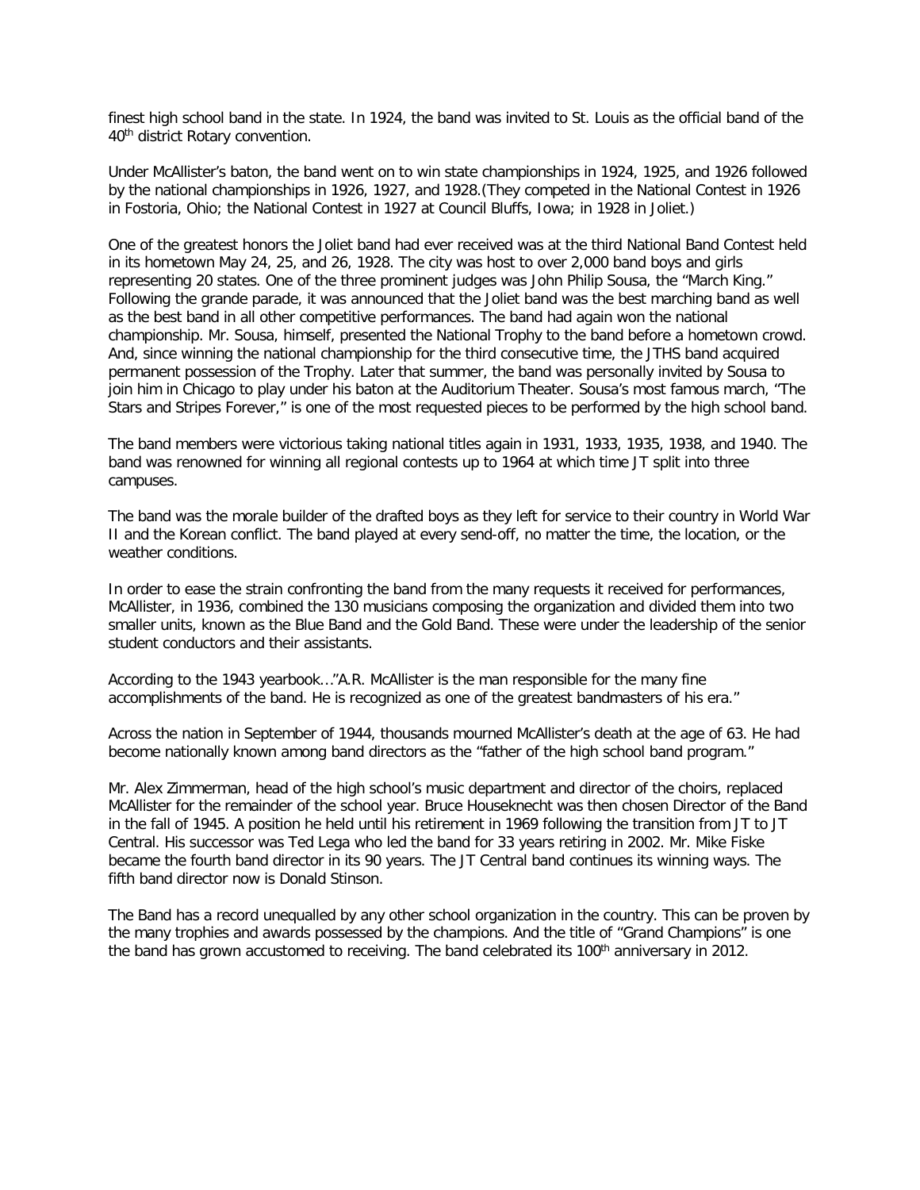finest high school band in the state. In 1924, the band was invited to St. Louis as the official band of the 40th district Rotary convention.

Under McAllister's baton, the band went on to win state championships in 1924, 1925, and 1926 followed by the national championships in 1926, 1927, and 1928.(They competed in the National Contest in 1926 in Fostoria, Ohio; the National Contest in 1927 at Council Bluffs, Iowa; in 1928 in Joliet.)

One of the greatest honors the Joliet band had ever received was at the third National Band Contest held in its hometown May 24, 25, and 26, 1928. The city was host to over 2,000 band boys and girls representing 20 states. One of the three prominent judges was John Philip Sousa, the "March King." Following the grande parade, it was announced that the Joliet band was the best marching band as well as the best band in all other competitive performances. The band had again won the national championship. Mr. Sousa, himself, presented the National Trophy to the band before a hometown crowd. And, since winning the national championship for the third consecutive time, the JTHS band acquired permanent possession of the Trophy. Later that summer, the band was personally invited by Sousa to join him in Chicago to play under his baton at the Auditorium Theater. Sousa's most famous march, "The Stars and Stripes Forever," is one of the most requested pieces to be performed by the high school band.

The band members were victorious taking national titles again in 1931, 1933, 1935, 1938, and 1940. The band was renowned for winning all regional contests up to 1964 at which time JT split into three campuses.

The band was the morale builder of the drafted boys as they left for service to their country in World War II and the Korean conflict. The band played at every send-off, no matter the time, the location, or the weather conditions.

In order to ease the strain confronting the band from the many requests it received for performances, McAllister, in 1936, combined the 130 musicians composing the organization and divided them into two smaller units, known as the Blue Band and the Gold Band. These were under the leadership of the senior student conductors and their assistants.

According to the 1943 yearbook…"A.R. McAllister is the man responsible for the many fine accomplishments of the band. He is recognized as one of the greatest bandmasters of his era."

Across the nation in September of 1944, thousands mourned McAllister's death at the age of 63. He had become nationally known among band directors as the "father of the high school band program."

Mr. Alex Zimmerman, head of the high school's music department and director of the choirs, replaced McAllister for the remainder of the school year. Bruce Houseknecht was then chosen Director of the Band in the fall of 1945. A position he held until his retirement in 1969 following the transition from JT to JT Central. His successor was Ted Lega who led the band for 33 years retiring in 2002. Mr. Mike Fiske became the fourth band director in its 90 years. The JT Central band continues its winning ways. The fifth band director now is Donald Stinson.

The Band has a record unequalled by any other school organization in the country. This can be proven by the many trophies and awards possessed by the champions. And the title of "Grand Champions" is one the band has grown accustomed to receiving. The band celebrated its 100th anniversary in 2012.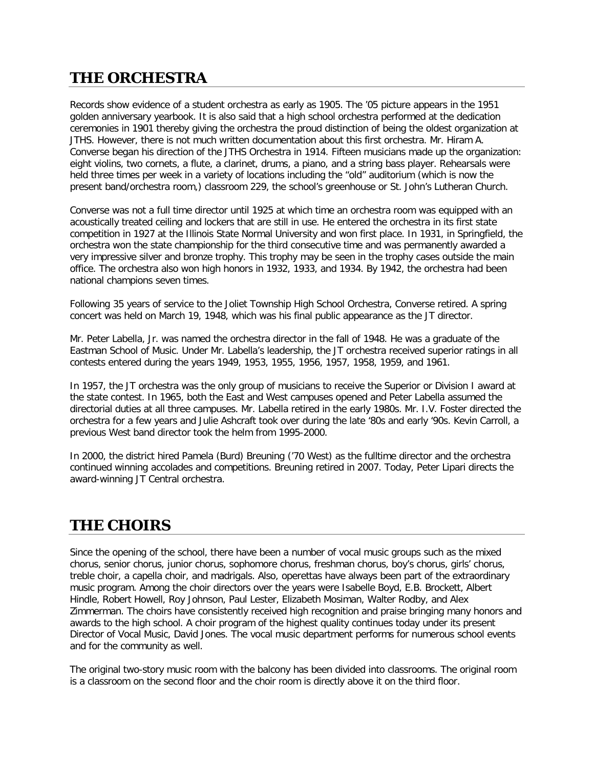## THE ORCHESTRA

Records show evidence of a student orchestra as early as 1905. The '05 picture appears in the 1951 golden anniversary yearbook. It is also said that a high school orchestra performed at the dedication ceremonies in 1901 thereby giving the orchestra the proud distinction of being the oldest organization at JTHS. However, there is not much written documentation about this first orchestra. Mr. Hiram A. Converse began his direction of the JTHS Orchestra in 1914. Fifteen musicians made up the organization: eight violins, two cornets, a flute, a clarinet, drums, a piano, and a string bass player. Rehearsals were held three times per week in a variety of locations including the "old" auditorium (which is now the present band/orchestra room,) classroom 229, the school's greenhouse or St. John's Lutheran Church.

Converse was not a full time director until 1925 at which time an orchestra room was equipped with an acoustically treated ceiling and lockers that are still in use. He entered the orchestra in its first state competition in 1927 at the Illinois State Normal University and won first place. In 1931, in Springfield, the orchestra won the state championship for the third consecutive time and was permanently awarded a very impressive silver and bronze trophy. This trophy may be seen in the trophy cases outside the main office. The orchestra also won high honors in 1932, 1933, and 1934. By 1942, the orchestra had been national champions seven times.

Following 35 years of service to the Joliet Township High School Orchestra, Converse retired. A spring concert was held on March 19, 1948, which was his final public appearance as the JT director.

Mr. Peter Labella, Jr. was named the orchestra director in the fall of 1948. He was a graduate of the Eastman School of Music. Under Mr. Labella's leadership, the JT orchestra received superior ratings in all contests entered during the years 1949, 1953, 1955, 1956, 1957, 1958, 1959, and 1961.

In 1957, the JT orchestra was the only group of musicians to receive the Superior or Division I award at the state contest. In 1965, both the East and West campuses opened and Peter Labella assumed the directorial duties at all three campuses. Mr. Labella retired in the early 1980s. Mr. I.V. Foster directed the orchestra for a few years and Julie Ashcraft took over during the late '80s and early '90s. Kevin Carroll, a previous West band director took the helm from 1995-2000.

In 2000, the district hired Pamela (Burd) Breuning ('70 West) as the fulltime director and the orchestra continued winning accolades and competitions. Breuning retired in 2007. Today, Peter Lipari directs the award-winning JT Central orchestra.

## THE CHOIRS

Since the opening of the school, there have been a number of vocal music groups such as the mixed chorus, senior chorus, junior chorus, sophomore chorus, freshman chorus, boy's chorus, girls' chorus, treble choir, a capella choir, and madrigals. Also, operettas have always been part of the extraordinary music program. Among the choir directors over the years were Isabelle Boyd, E.B. Brockett, Albert Hindle, Robert Howell, Roy Johnson, Paul Lester, Elizabeth Mosiman, Walter Rodby, and Alex Zimmerman. The choirs have consistently received high recognition and praise bringing many honors and awards to the high school. A choir program of the highest quality continues today under its present Director of Vocal Music, David Jones. The vocal music department performs for numerous school events and for the community as well.

The original two-story music room with the balcony has been divided into classrooms. The original room is a classroom on the second floor and the choir room is directly above it on the third floor.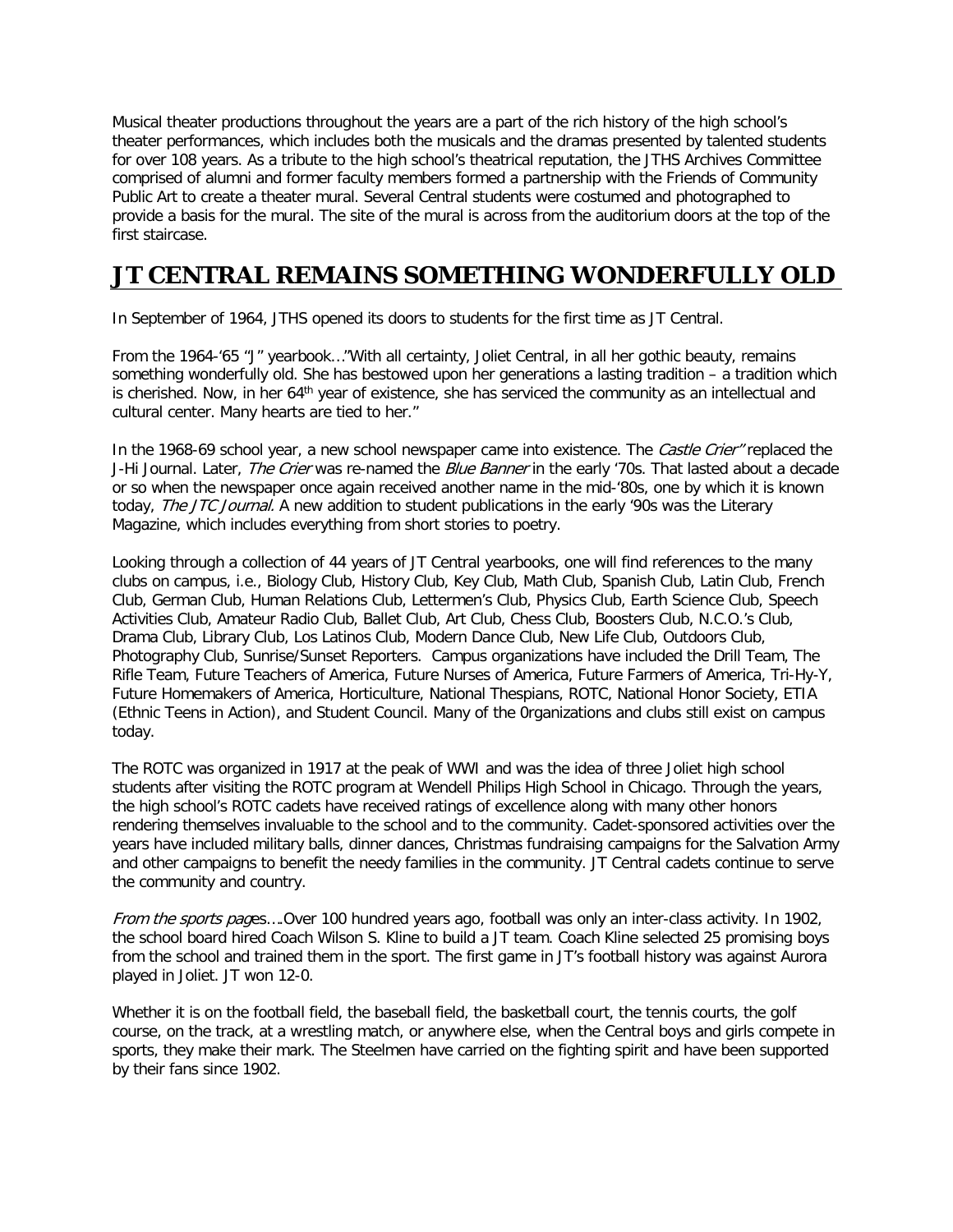Musical theater productions throughout the years are a part of the rich history of the high school's theater performances, which includes both the musicals and the dramas presented by talented students for over 108 years. As a tribute to the high school's theatrical reputation, the JTHS Archives Committee comprised of alumni and former faculty members formed a partnership with the Friends of Community Public Art to create a theater mural. Several Central students were costumed and photographed to provide a basis for the mural. The site of the mural is across from the auditorium doors at the top of the first staircase.

## JT CENTRAL REMAINS SOMETHING WONDERFULLY OLD

In September of 1964, JTHS opened its doors to students for the first time as JT Central.

From the 1964-'65 "J" yearbook…"With all certainty, Joliet Central, in all her gothic beauty, remains something wonderfully old. She has bestowed upon her generations a lasting tradition – a tradition which is cherished. Now, in her 64th year of existence, she has serviced the community as an intellectual and cultural center. Many hearts are tied to her."

In the 1968-69 school year, a new school newspaper came into existence. The *Castle Crier"* replaced the J-Hi Journal. Later, *The Crier* was re-named the *Blue Banner* in the early '70s. That lasted about a decade or so when the newspaper once again received another name in the mid-'80s, one by which it is known today, *The JTC Journal.* A new addition to student publications in the early '90s was the Literary Magazine, which includes everything from short stories to poetry.

Looking through a collection of 44 years of JT Central yearbooks, one will find references to the many clubs on campus, i.e., Biology Club, History Club, Key Club, Math Club, Spanish Club, Latin Club, French Club, German Club, Human Relations Club, Lettermen's Club, Physics Club, Earth Science Club, Speech Activities Club, Amateur Radio Club, Ballet Club, Art Club, Chess Club, Boosters Club, N.C.O.'s Club, Drama Club, Library Club, Los Latinos Club, Modern Dance Club, New Life Club, Outdoors Club, Photography Club, Sunrise/Sunset Reporters. Campus organizations have included the Drill Team, The Rifle Team, Future Teachers of America, Future Nurses of America, Future Farmers of America, Tri-Hy-Y, Future Homemakers of America, Horticulture, National Thespians, ROTC, National Honor Society, ETIA (Ethnic Teens in Action), and Student Council. Many of the 0rganizations and clubs still exist on campus today.

The ROTC was organized in 1917 at the peak of WWI and was the idea of three Joliet high school students after visiting the ROTC program at Wendell Philips High School in Chicago. Through the years, the high school's ROTC cadets have received ratings of excellence along with many other honors rendering themselves invaluable to the school and to the community. Cadet-sponsored activities over the years have included military balls, dinner dances, Christmas fundraising campaigns for the Salvation Army and other campaigns to benefit the needy families in the community. JT Central cadets continue to serve the community and country.

*From the sports pages….*Over 100 hundred years ago, football was only an inter-class activity. In 1902, the school board hired Coach Wilson S. Kline to build a JT team. Coach Kline selected 25 promising boys from the school and trained them in the sport. The first game in JT's football history was against Aurora played in Joliet. JT won 12-0.

Whether it is on the football field, the baseball field, the basketball court, the tennis courts, the golf course, on the track, at a wrestling match, or anywhere else, when the Central boys and girls compete in sports, they make their mark. The Steelmen have carried on the fighting spirit and have been supported by their fans since 1902.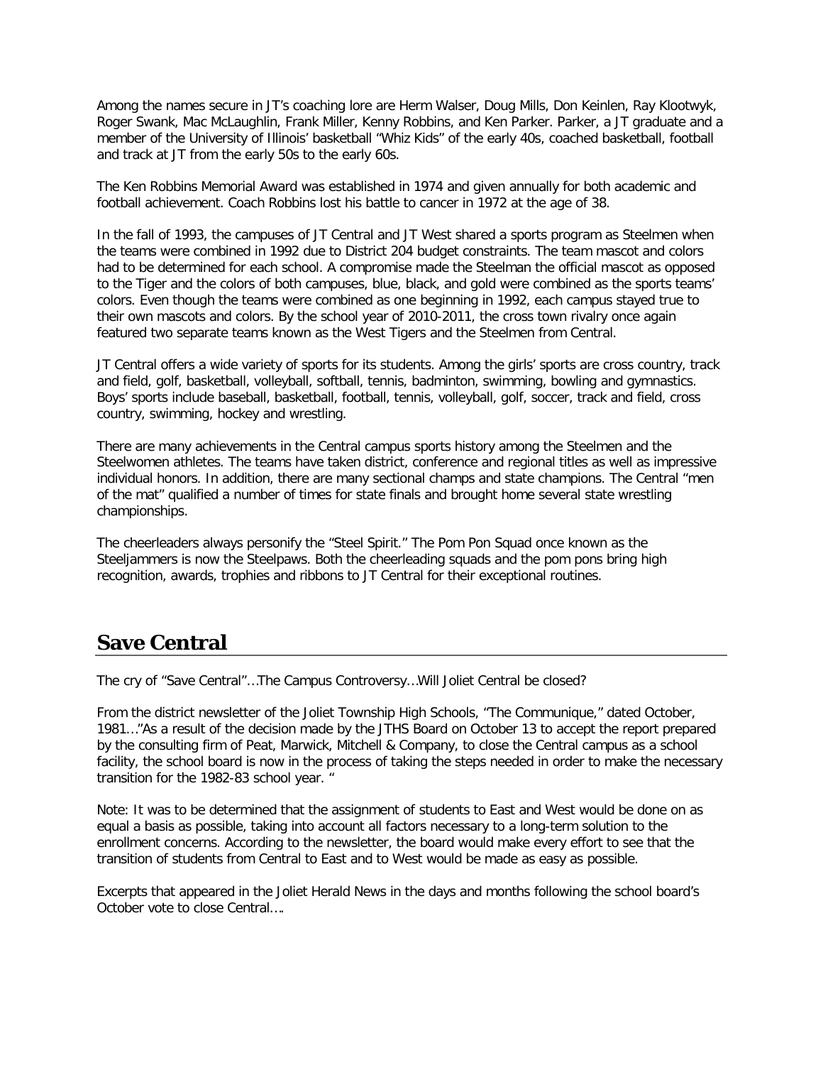Among the names secure in JT's coaching lore are Herm Walser, Doug Mills, Don Keinlen, Ray Klootwyk, Roger Swank, Mac McLaughlin, Frank Miller, Kenny Robbins, and Ken Parker. Parker, a JT graduate and a member of the University of Illinois' basketball "Whiz Kids" of the early 40s, coached basketball, football and track at JT from the early 50s to the early 60s.

The Ken Robbins Memorial Award was established in 1974 and given annually for both academic and football achievement. Coach Robbins lost his battle to cancer in 1972 at the age of 38.

In the fall of 1993, the campuses of JT Central and JT West shared a sports program as Steelmen when the teams were combined in 1992 due to District 204 budget constraints. The team mascot and colors had to be determined for each school. A compromise made the Steelman the official mascot as opposed to the Tiger and the colors of both campuses, blue, black, and gold were combined as the sports teams' colors. Even though the teams were combined as one beginning in 1992, each campus stayed true to their own mascots and colors. By the school year of 2010-2011, the cross town rivalry once again featured two separate teams known as the West Tigers and the Steelmen from Central.

JT Central offers a wide variety of sports for its students. Among the girls' sports are cross country, track and field, golf, basketball, volleyball, softball, tennis, badminton, swimming, bowling and gymnastics. Boys' sports include baseball, basketball, football, tennis, volleyball, golf, soccer, track and field, cross country, swimming, hockey and wrestling.

There are many achievements in the Central campus sports history among the Steelmen and the Steelwomen athletes. The teams have taken district, conference and regional titles as well as impressive individual honors. In addition, there are many sectional champs and state champions. The Central "men of the mat" qualified a number of times for state finals and brought home several state wrestling championships.

The cheerleaders always personify the "Steel Spirit." The Pom Pon Squad once known as the Steeljammers is now the Steelpaws. Both the cheerleading squads and the pom pons bring high recognition, awards, trophies and ribbons to JT Central for their exceptional routines.

## Save Central

The cry of "Save Central"…The Campus Controversy…Will Joliet Central be closed?

From the district newsletter of the Joliet Township High Schools, "The Communique," dated October, 1981…"As a result of the decision made by the JTHS Board on October 13 to accept the report prepared by the consulting firm of Peat, Marwick, Mitchell & Company, to close the Central campus as a school facility, the school board is now in the process of taking the steps needed in order to make the necessary transition for the 1982-83 school year. "

Note: It was to be determined that the assignment of students to East and West would be done on as equal a basis as possible, taking into account all factors necessary to a long-term solution to the enrollment concerns. According to the newsletter, the board would make every effort to see that the transition of students from Central to East and to West would be made as easy as possible.

Excerpts that appeared in the Joliet Herald News in the days and months following the school board's October vote to close Central….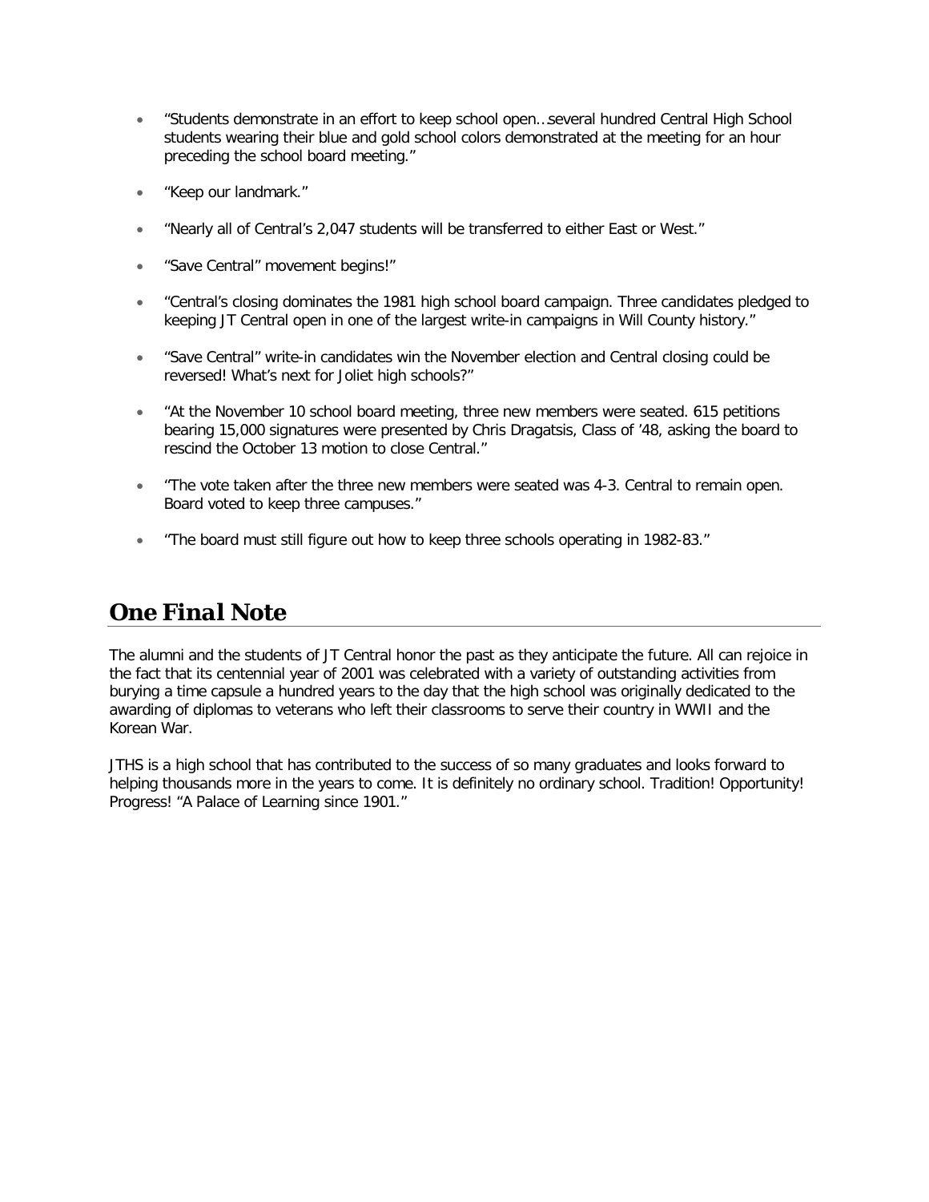- "Students demonstrate in an effort to keep school open…several hundred Central High School students wearing their blue and gold school colors demonstrated at the meeting for an hour preceding the school board meeting."
- "Keep our landmark."
- "Nearly all of Central's 2,047 students will be transferred to either East or West."
- "Save Central" movement begins!"
- "Central's closing dominates the 1981 high school board campaign. Three candidates pledged to keeping JT Central open in one of the largest write-in campaigns in Will County history."
- "Save Central" write-in candidates win the November election and Central closing could be reversed! What's next for Joliet high schools?"
- "At the November 10 school board meeting, three new members were seated. 615 petitions bearing 15,000 signatures were presented by Chris Dragatsis, Class of '48, asking the board to rescind the October 13 motion to close Central."
- "The vote taken after the three new members were seated was 4-3. Central to remain open. Board voted to keep three campuses."
- "The board must still figure out how to keep three schools operating in 1982-83."

## One Final Note

The alumni and the students of JT Central honor the past as they anticipate the future. All can rejoice in the fact that its centennial year of 2001 was celebrated with a variety of outstanding activities from burying a time capsule a hundred years to the day that the high school was originally dedicated to the awarding of diplomas to veterans who left their classrooms to serve their country in WWII and the Korean War.

JTHS is a high school that has contributed to the success of so many graduates and looks forward to helping thousands more in the years to come. It is definitely no ordinary school. Tradition! Opportunity! Progress! "A Palace of Learning since 1901."